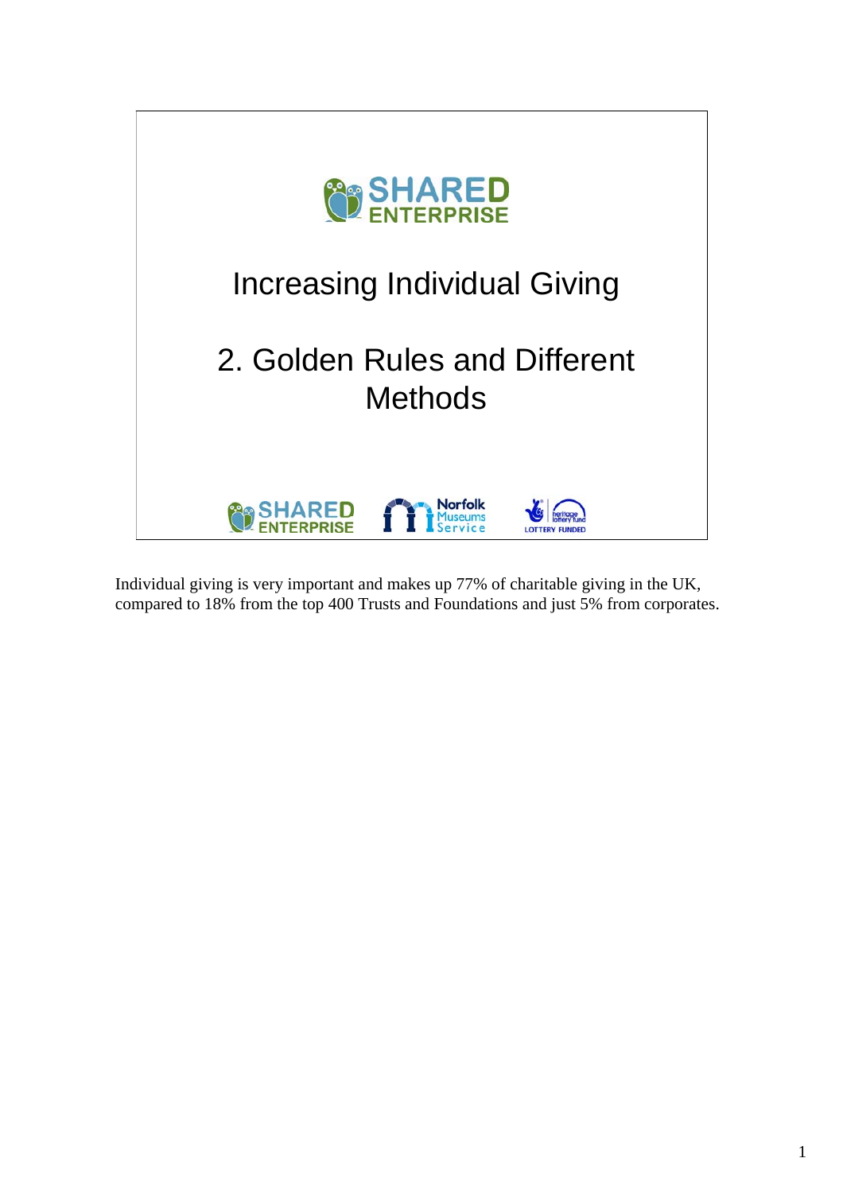SHARED ENTERPRISE

# Increasing Individual Giving

## 2. Golden Rules and Different Methods

SHARED ENTERPRISE | Norfolk Museums Service | heritage lottery fund LOTTERY FUNDED

Individual giving is very important and makes up 77% of charitable giving in the UK, compared to 18% from the top 400 Trusts and Foundations and just 5% from corporates.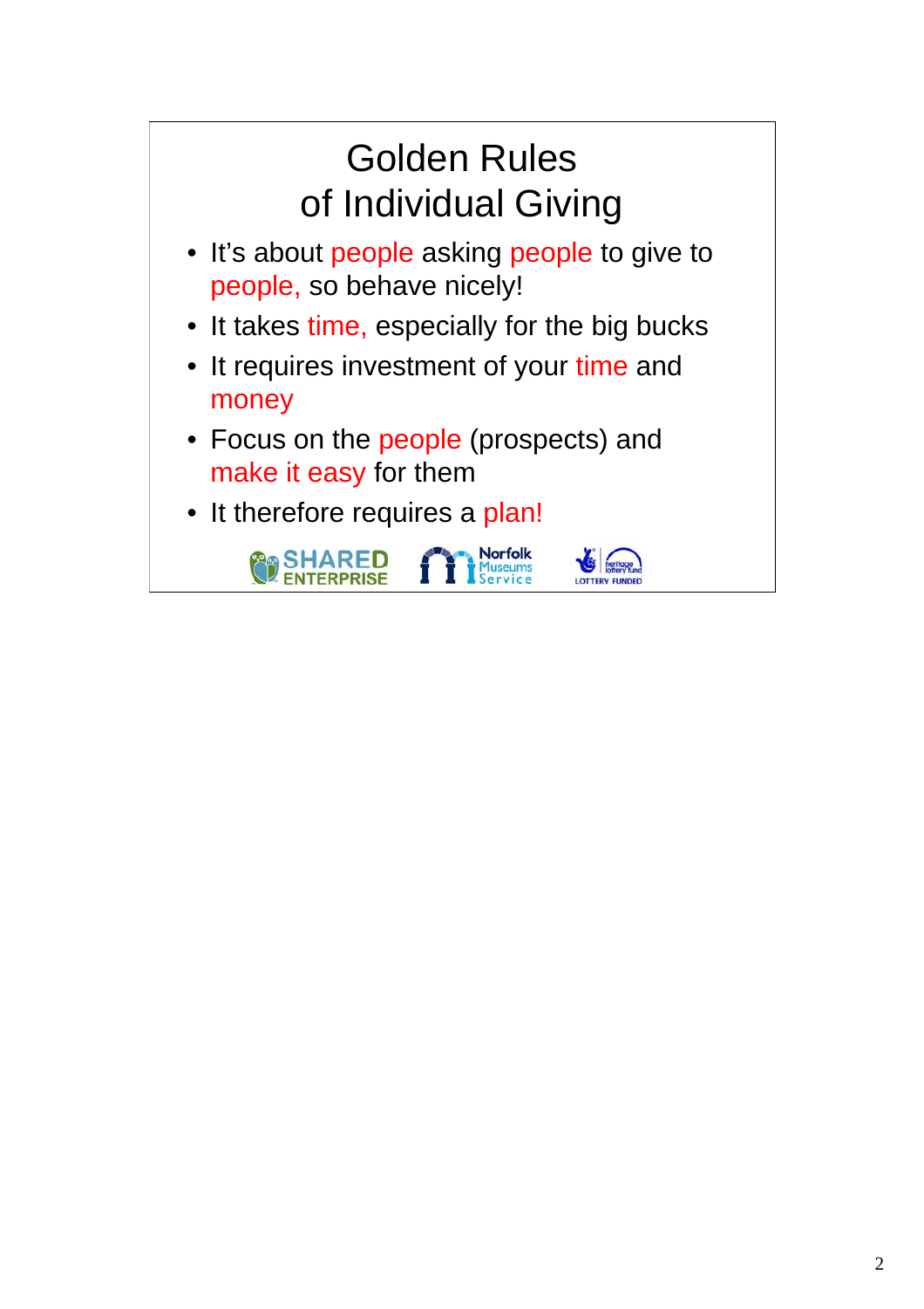# Golden Rules of Individual Giving

- It's about people asking people to give to people, so behave nicely!
- It takes time, especially for the big bucks
- It requires investment of your time and money
- Focus on the people (prospects) and make it easy for them
- It therefore requires a plan!

SHARED ENTERPRISE    Norfolk Museums Service    heritage lottery fund LOTTERY FUNDED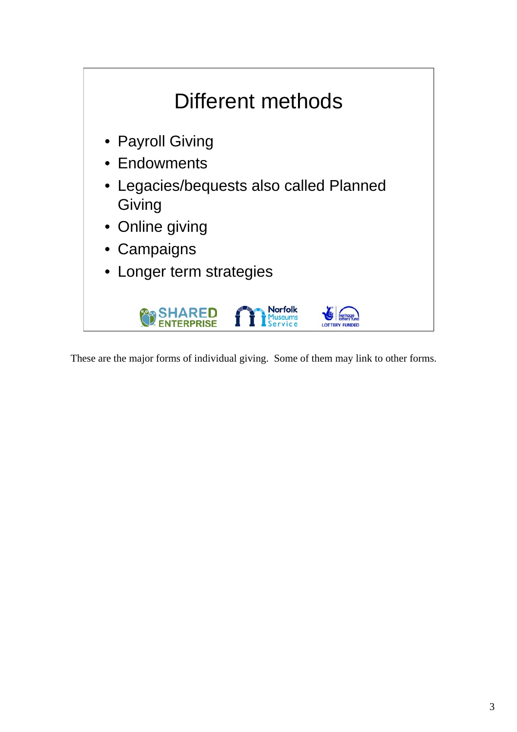## Different methods

- Payroll Giving
- Endowments
- Legacies/bequests also called Planned Giving
- Online giving
- Campaigns
- Longer term strategies

SHARED ENTERPRISE | Norfolk Museums Service | heritage lottery fund LOTTERY FUNDED

These are the major forms of individual giving. Some of them may link to other forms.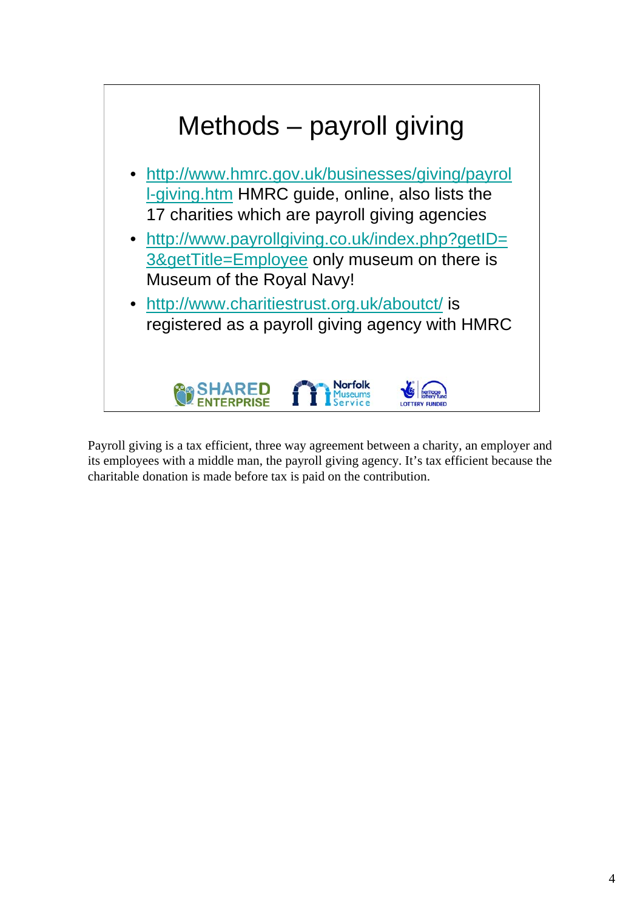## Methods – payroll giving

- http://www.hmrc.gov.uk/businesses/giving/payroll-giving.htm HMRC guide, online, also lists the 17 charities which are payroll giving agencies
- http://www.payrollgiving.co.uk/index.php?getID=3&getTitle=Employee only museum on there is Museum of the Royal Navy!
- http://www.charitiestrust.org.uk/aboutct/ is registered as a payroll giving agency with HMRC

SHARED ENTERPRISE Norfolk Museums Service LOTTERY FUNDED

Payroll giving is a tax efficient, three way agreement between a charity, an employer and its employees with a middle man, the payroll giving agency. It's tax efficient because the charitable donation is made before tax is paid on the contribution.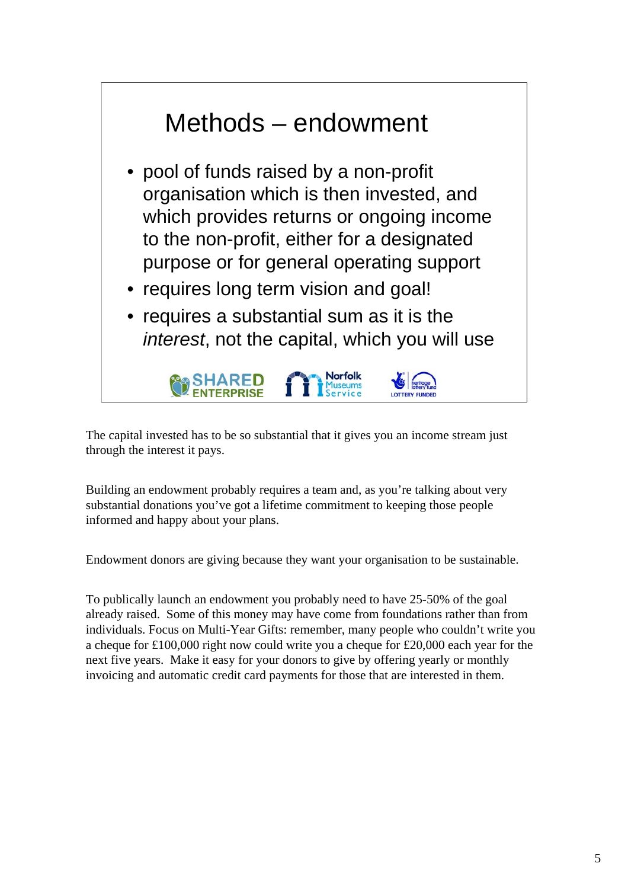# Methods – endowment

- pool of funds raised by a non-profit organisation which is then invested, and which provides returns or ongoing income to the non-profit, either for a designated purpose or for general operating support
- requires long term vision and goal!
- requires a substantial sum as it is the *interest*, not the capital, which you will use

SHARED ENTERPRISE | Norfolk Museums Service | heritage lottery fund LOTTERY FUNDED

The capital invested has to be so substantial that it gives you an income stream just through the interest it pays.

Building an endowment probably requires a team and, as you're talking about very substantial donations you've got a lifetime commitment to keeping those people informed and happy about your plans.

Endowment donors are giving because they want your organisation to be sustainable.

To publically launch an endowment you probably need to have 25-50% of the goal already raised. Some of this money may have come from foundations rather than from individuals. Focus on Multi-Year Gifts: remember, many people who couldn't write you a cheque for £100,000 right now could write you a cheque for £20,000 each year for the next five years. Make it easy for your donors to give by offering yearly or monthly invoicing and automatic credit card payments for those that are interested in them.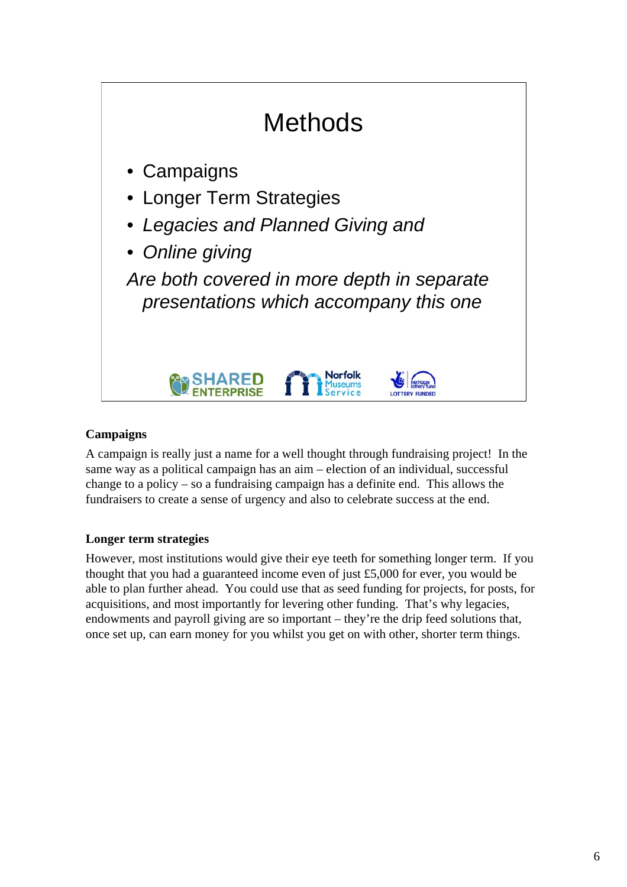# Methods

- Campaigns
- Longer Term Strategies
- *Legacies and Planned Giving and*
- *Online giving*

*Are both covered in more depth in separate presentations which accompany this one*

SHARED ENTERPRISE | Norfolk Museums Service | LOTTERY FUNDED

**Campaigns**

A campaign is really just a name for a well thought through fundraising project! In the same way as a political campaign has an aim – election of an individual, successful change to a policy – so a fundraising campaign has a definite end. This allows the fundraisers to create a sense of urgency and also to celebrate success at the end.

**Longer term strategies**

However, most institutions would give their eye teeth for something longer term. If you thought that you had a guaranteed income even of just £5,000 for ever, you would be able to plan further ahead. You could use that as seed funding for projects, for posts, for acquisitions, and most importantly for levering other funding. That's why legacies, endowments and payroll giving are so important – they're the drip feed solutions that, once set up, can earn money for you whilst you get on with other, shorter term things.